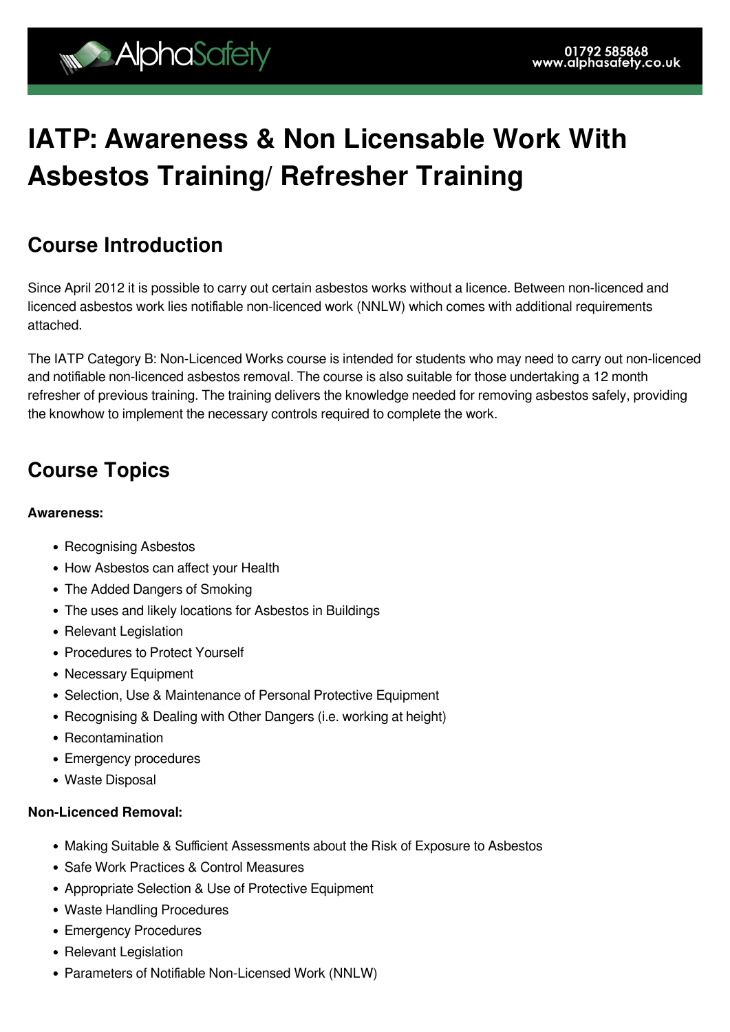# IATP: Awareness & Non Licensable Work With Asbestos Training/ Refresher Training

## Course Introduction

Since April 2012 it is possible to carry out certain asbestos works without a licence. Between non-licenced and licenced asbestos work lies notifiable non-licenced work (NNLW) which comes with additional requirements attached.

The IATP Category B: Non-Licenced Works course is intended for students who may need to carry out non-licenced and notifiable non-licenced asbestos removal. The course is also suitable for those undertaking a 12 month refresher of previous training. The training delivers the knowledge needed for removing asbestos safely, providing the knowhow to implement the necessary controls required to complete the work.

## Course Topics

**Awareness:**

- Recognising Asbestos
- How Asbestos can affect your Health
- The Added Dangers of Smoking
- The uses and likely locations for Asbestos in Buildings
- Relevant Legislation
- Procedures to Protect Yourself
- Necessary Equipment
- Selection, Use & Maintenance of Personal Protective Equipment
- Recognising & Dealing with Other Dangers (i.e. working at height)
- Recontamination
- Emergency procedures
- Waste Disposal

**Non-Licenced Removal:**

- Making Suitable & Sufficient Assessments about the Risk of Exposure to Asbestos
- Safe Work Practices & Control Measures
- Appropriate Selection & Use of Protective Equipment
- Waste Handling Procedures
- Emergency Procedures
- Relevant Legislation
- Parameters of Notifiable Non-Licensed Work (NNLW)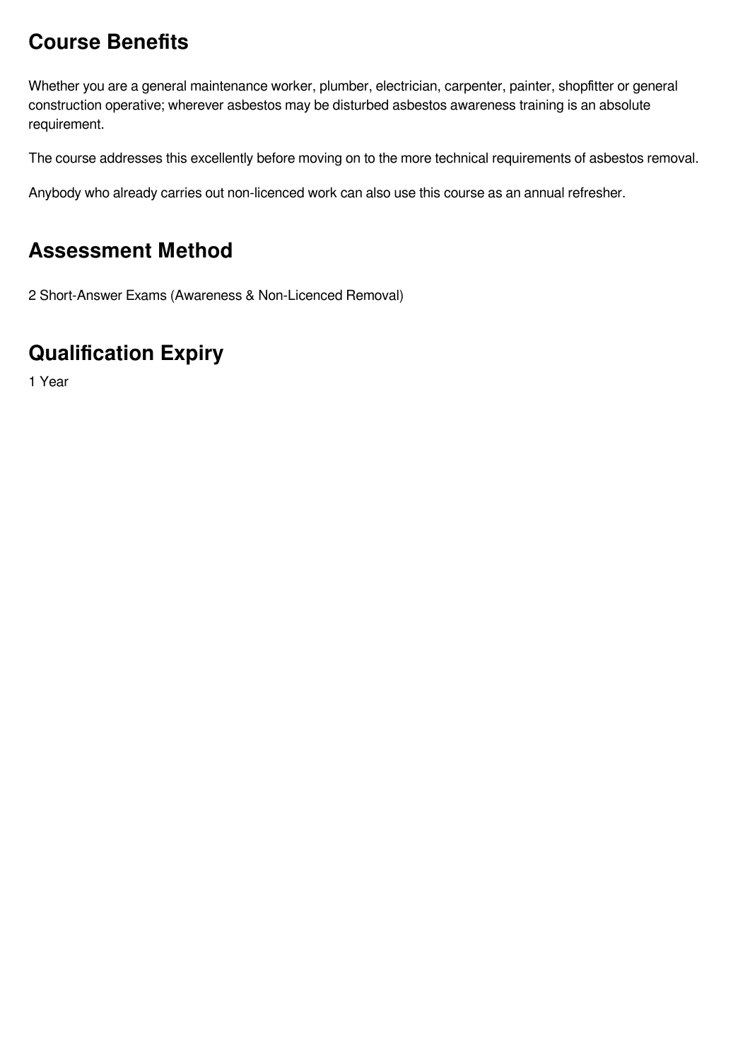## Course Benefits

Whether you are a general maintenance worker, plumber, electrician, carpenter, painter, shopfitter or general construction operative; wherever asbestos may be disturbed asbestos awareness training is an absolute requirement.

The course addresses this excellently before moving on to the more technical requirements of asbestos removal.

Anybody who already carries out non-licenced work can also use this course as an annual refresher.

## Assessment Method

2 Short-Answer Exams (Awareness & Non-Licenced Removal)

## Qualification Expiry

1 Year